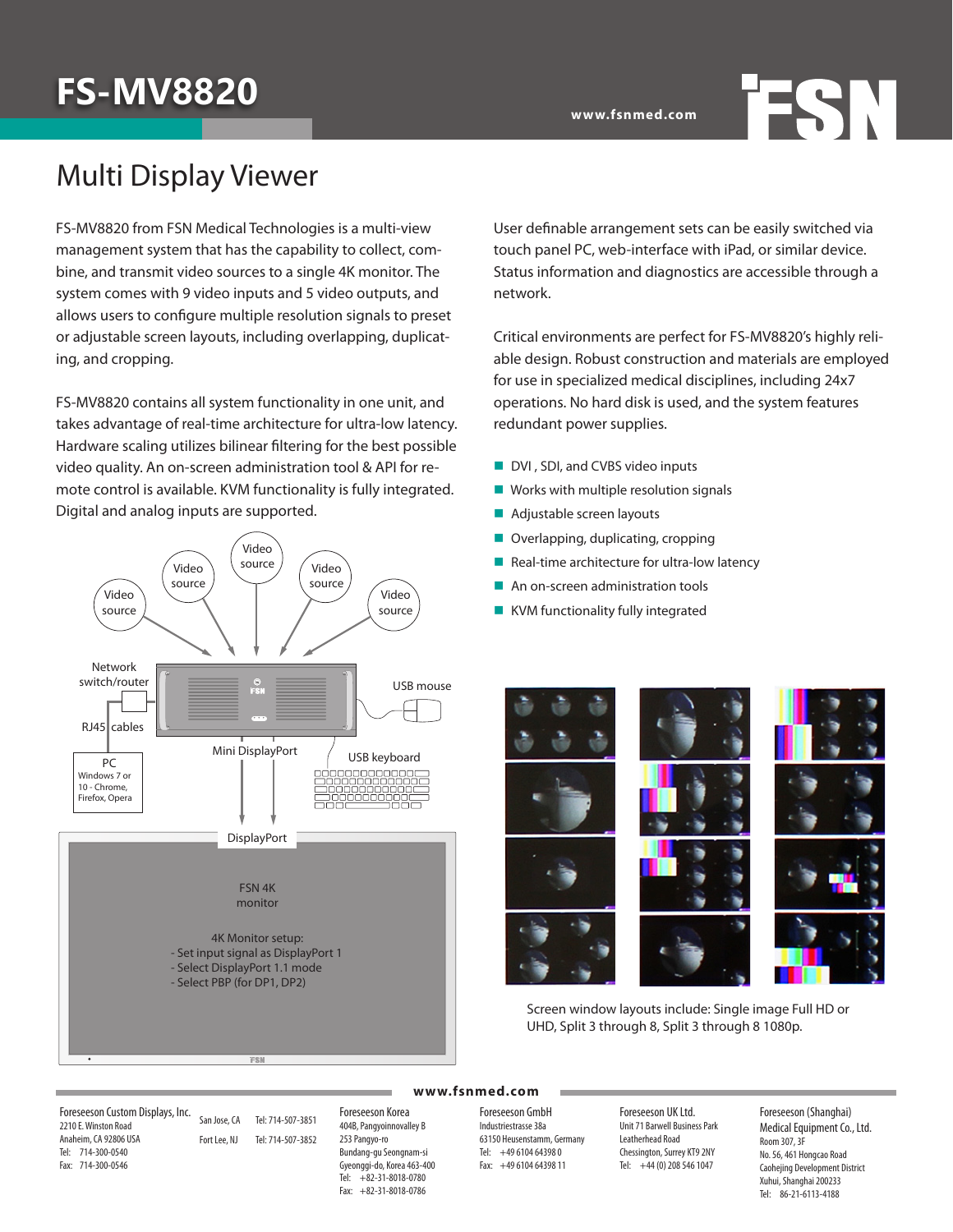# FS-MV8820

www.fsnmed.com

## Multi Display Viewer

FS-MV8820 from FSN Medical Technologies is a multi-view management system that has the capability to collect, combine, and transmit video sources to a single 4K monitor. The system comes with 9 video inputs and 5 video outputs, and allows users to configure multiple resolution signals to preset or adjustable screen layouts, including overlapping, duplicating, and cropping.

FS-MV8820 contains all system functionality in one unit, and takes advantage of real-time architecture for ultra-low latency. Hardware scaling utilizes bilinear filtering for the best possible video quality. An on-screen administration tool & API for remote control is available. KVM functionality is fully integrated. Digital and analog inputs are supported.

User definable arrangement sets can be easily switched via touch panel PC, web-interface with iPad, or similar device. Status information and diagnostics are accessible through a network.

Critical environments are perfect for FS-MV8820's highly reliable design. Robust construction and materials are employed for use in specialized medical disciplines, including 24x7 operations. No hard disk is used, and the system features redundant power supplies.

- DVI , SDI, and CVBS video inputs
- Works with multiple resolution signals
- Adjustable screen layouts
- Overlapping, duplicating, cropping
- Real-time architecture for ultra-low latency
- An on-screen administration tools
- KVM functionality fully integrated

Video source, Video source, Video source, Video source, Video source

Network switch/router

RJ45 cables

PC
Windows 7 or 10 - Chrome, Firefox, Opera

USB mouse

Mini DisplayPort

USB keyboard

DisplayPort

FSN 4K monitor

4K Monitor setup:
- Set input signal as DisplayPort 1
- Select DisplayPort 1.1 mode
- Select PBP (for DP1, DP2)

Screen window layouts include: Single image Full HD or UHD, Split 3 through 8, Split 3 through 8 1080p.

www.fsnmed.com

Foreseeson Custom Displays, Inc.
2210 E. Winston Road
Anaheim, CA 92806 USA
Tel: 714-300-0540
Fax: 714-300-0546

San Jose, CA Tel: 714-507-3851
Fort Lee, NJ Tel: 714-507-3852

Foreseeson Korea
404B, Pangyoinnovalley B
253 Pangyo-ro
Bundang-gu Seongnam-si
Gyeonggi-do, Korea 463-400
Tel: +82-31-8018-0780
Fax: +82-31-8018-0786

Foreseeson GmbH
Industriestrasse 38a
63150 Heusenstamm, Germany
Tel: +49 6104 64398 0
Fax: +49 6104 64398 11

Foreseeson UK Ltd.
Unit 71 Barwell Business Park
Leatherhead Road
Chessington, Surrey KT9 2NY
Tel: +44 (0) 208 546 1047

Foreseeson (Shanghai) Medical Equipment Co., Ltd.
Room 307, 3F
No. 56, 461 Hongcao Road
Caohejing Development District
Xuhui, Shanghai 200233
Tel: 86-21-6113-4188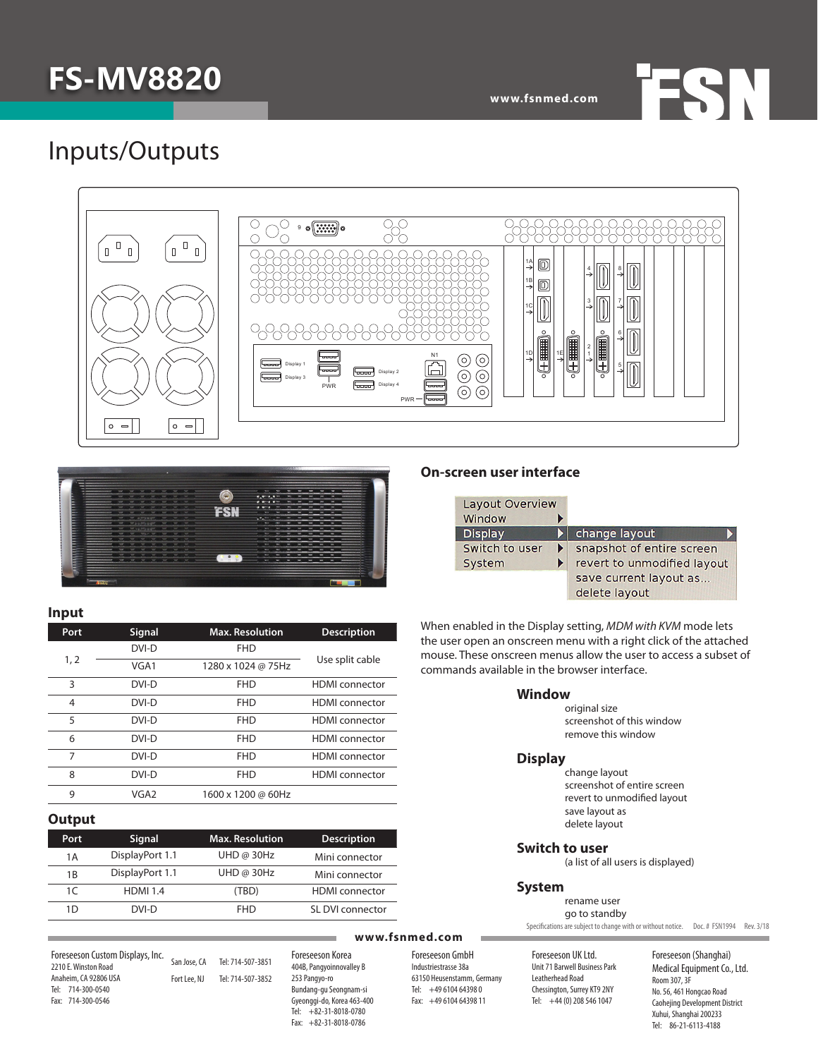# FS-MV8820

www.fsnmed.com

## Inputs/Outputs

### Input

| Port | Signal | Max. Resolution | Description |
|---|---|---|---|
| 1, 2 | DVI-D | FHD | Use split cable |
| | VGA1 | 1280 x 1024 @ 75Hz | |
| 3 | DVI-D | FHD | HDMI connector |
| 4 | DVI-D | FHD | HDMI connector |
| 5 | DVI-D | FHD | HDMI connector |
| 6 | DVI-D | FHD | HDMI connector |
| 7 | DVI-D | FHD | HDMI connector |
| 8 | DVI-D | FHD | HDMI connector |
| 9 | VGA2 | 1600 x 1200 @ 60Hz | |

### Output

| Port | Signal | Max. Resolution | Description |
|---|---|---|---|
| 1A | DisplayPort 1.1 | UHD @ 30Hz | Mini connector |
| 1B | DisplayPort 1.1 | UHD @ 30Hz | Mini connector |
| 1C | HDMI 1.4 | (TBD) | HDMI connector |
| 1D | DVI-D | FHD | SL DVI connector |

### On-screen user interface

When enabled in the Display setting, *MDM with KVM* mode lets the user open an onscreen menu with a right click of the attached mouse. These onscreen menus allow the user to access a subset of commands available in the browser interface.

**Window**
- original size
- screenshot of this window
- remove this window

**Display**
- change layout
- screenshot of entire screen
- revert to unmodified layout
- save layout as
- delete layout

**Switch to user**
- (a list of all users is displayed)

**System**
- rename user
- go to standby

Specifications are subject to change with or without notice. Doc. # FSN1994 Rev. 3/18

www.fsnmed.com

Foreseeson Custom Displays, Inc.
2210 E. Winston Road
Anaheim, CA 92806 USA
Tel: 714-300-0540
Fax: 714-300-0546

San Jose, CA Tel: 714-507-3851
Fort Lee, NJ Tel: 714-507-3852

Foreseeson Korea
404B, Pangyoinnovalley B
253 Pangyo-ro
Bundang-gu Seongnam-si
Gyeonggi-do, Korea 463-400
Tel: +82-31-8018-0780
Fax: +82-31-8018-0786

Foreseeson GmbH
Industriestrasse 38a
63150 Heusenstamm, Germany
Tel: +49 6104 64398 0
Fax: +49 6104 64398 11

Foreseeson UK Ltd.
Unit 71 Barwell Business Park
Leatherhead Road
Chessington, Surrey KT9 2NY
Tel: +44 (0) 208 546 1047

Foreseeson (Shanghai) Medical Equipment Co., Ltd.
Room 307, 3F
No. 56, 461 Hongcao Road
Caohejing Development District
Xuhui, Shanghai 200233
Tel: 86-21-6113-4188